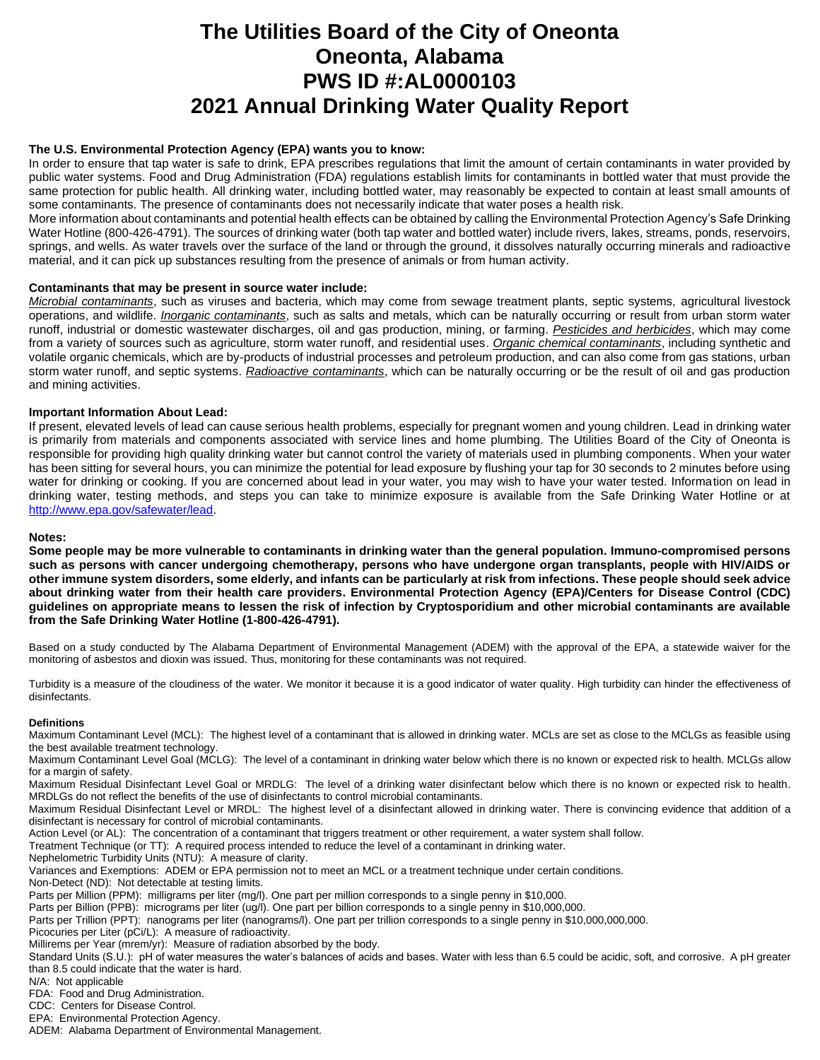# The Utilities Board of the City of Oneonta
# Oneonta, Alabama
# PWS ID #:AL0000103
# 2021 Annual Drinking Water Quality Report

**The U.S. Environmental Protection Agency (EPA) wants you to know:**

In order to ensure that tap water is safe to drink, EPA prescribes regulations that limit the amount of certain contaminants in water provided by public water systems. Food and Drug Administration (FDA) regulations establish limits for contaminants in bottled water that must provide the same protection for public health. All drinking water, including bottled water, may reasonably be expected to contain at least small amounts of some contaminants. The presence of contaminants does not necessarily indicate that water poses a health risk.

More information about contaminants and potential health effects can be obtained by calling the Environmental Protection Agency's Safe Drinking Water Hotline (800-426-4791). The sources of drinking water (both tap water and bottled water) include rivers, lakes, streams, ponds, reservoirs, springs, and wells. As water travels over the surface of the land or through the ground, it dissolves naturally occurring minerals and radioactive material, and it can pick up substances resulting from the presence of animals or from human activity.

**Contaminants that may be present in source water include:**

*Microbial contaminants*, such as viruses and bacteria, which may come from sewage treatment plants, septic systems, agricultural livestock operations, and wildlife. *Inorganic contaminants*, such as salts and metals, which can be naturally occurring or result from urban storm water runoff, industrial or domestic wastewater discharges, oil and gas production, mining, or farming. *Pesticides and herbicides*, which may come from a variety of sources such as agriculture, storm water runoff, and residential uses. *Organic chemical contaminants*, including synthetic and volatile organic chemicals, which are by-products of industrial processes and petroleum production, and can also come from gas stations, urban storm water runoff, and septic systems. *Radioactive contaminants*, which can be naturally occurring or be the result of oil and gas production and mining activities.

**Important Information About Lead:**

If present, elevated levels of lead can cause serious health problems, especially for pregnant women and young children. Lead in drinking water is primarily from materials and components associated with service lines and home plumbing. The Utilities Board of the City of Oneonta is responsible for providing high quality drinking water but cannot control the variety of materials used in plumbing components. When your water has been sitting for several hours, you can minimize the potential for lead exposure by flushing your tap for 30 seconds to 2 minutes before using water for drinking or cooking. If you are concerned about lead in your water, you may wish to have your water tested. Information on lead in drinking water, testing methods, and steps you can take to minimize exposure is available from the Safe Drinking Water Hotline or at http://www.epa.gov/safewater/lead.

**Notes:**

**Some people may be more vulnerable to contaminants in drinking water than the general population. Immuno-compromised persons such as persons with cancer undergoing chemotherapy, persons who have undergone organ transplants, people with HIV/AIDS or other immune system disorders, some elderly, and infants can be particularly at risk from infections. These people should seek advice about drinking water from their health care providers. Environmental Protection Agency (EPA)/Centers for Disease Control (CDC) guidelines on appropriate means to lessen the risk of infection by Cryptosporidium and other microbial contaminants are available from the Safe Drinking Water Hotline (1-800-426-4791).**

Based on a study conducted by The Alabama Department of Environmental Management (ADEM) with the approval of the EPA, a statewide waiver for the monitoring of asbestos and dioxin was issued. Thus, monitoring for these contaminants was not required.

Turbidity is a measure of the cloudiness of the water. We monitor it because it is a good indicator of water quality. High turbidity can hinder the effectiveness of disinfectants.

**Definitions**

Maximum Contaminant Level (MCL): The highest level of a contaminant that is allowed in drinking water. MCLs are set as close to the MCLGs as feasible using the best available treatment technology.

Maximum Contaminant Level Goal (MCLG): The level of a contaminant in drinking water below which there is no known or expected risk to health. MCLGs allow for a margin of safety.

Maximum Residual Disinfectant Level Goal or MRDLG: The level of a drinking water disinfectant below which there is no known or expected risk to health. MRDLGs do not reflect the benefits of the use of disinfectants to control microbial contaminants.

Maximum Residual Disinfectant Level or MRDL: The highest level of a disinfectant allowed in drinking water. There is convincing evidence that addition of a disinfectant is necessary for control of microbial contaminants.

Action Level (or AL): The concentration of a contaminant that triggers treatment or other requirement, a water system shall follow.

Treatment Technique (or TT): A required process intended to reduce the level of a contaminant in drinking water.

Nephelometric Turbidity Units (NTU): A measure of clarity.

Variances and Exemptions: ADEM or EPA permission not to meet an MCL or a treatment technique under certain conditions.

Non-Detect (ND): Not detectable at testing limits.

Parts per Million (PPM): milligrams per liter (mg/l). One part per million corresponds to a single penny in $10,000.

Parts per Billion (PPB): micrograms per liter (ug/l). One part per billion corresponds to a single penny in $10,000,000.

Parts per Trillion (PPT): nanograms per liter (nanograms/l). One part per trillion corresponds to a single penny in $10,000,000,000.

Picocuries per Liter (pCi/L): A measure of radioactivity.

Millirems per Year (mrem/yr): Measure of radiation absorbed by the body.

Standard Units (S.U.): pH of water measures the water's balances of acids and bases. Water with less than 6.5 could be acidic, soft, and corrosive. A pH greater than 8.5 could indicate that the water is hard.

N/A: Not applicable

FDA: Food and Drug Administration.

CDC: Centers for Disease Control.

EPA: Environmental Protection Agency.

ADEM: Alabama Department of Environmental Management.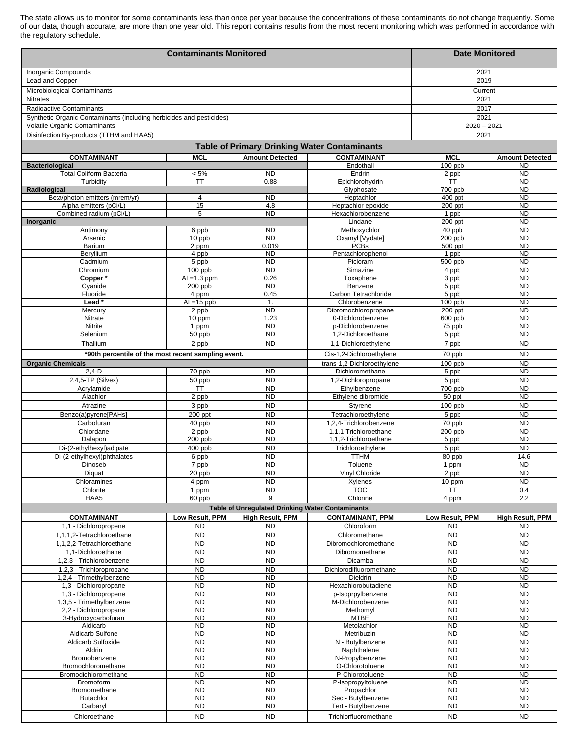The state allows us to monitor for some contaminants less than once per year because the concentrations of these contaminants do not change frequently. Some of our data, though accurate, are more than one year old. This report contains results from the most recent monitoring which was performed in accordance with the regulatory schedule.

| Contaminants Monitored | Date Monitored |
|---|---|
| Inorganic Compounds | 2021 |
| Lead and Copper | 2019 |
| Microbiological Contaminants | Current |
| Nitrates | 2021 |
| Radioactive Contaminants | 2017 |
| Synthetic Organic Contaminants (including herbicides and pesticides) | 2021 |
| Volatile Organic Contaminants | 2020 – 2021 |
| Disinfection By-products (TTHM and HAA5) | 2021 |

## Table of Primary Drinking Water Contaminants

| CONTAMINANT | MCL | Amount Detected | CONTAMINANT | MCL | Amount Detected |
|---|---|---|---|---|---|
| **Bacteriological** | | | Endothall | 100 ppb | ND |
| Total Coliform Bacteria | < 5% | ND | Endrin | 2 ppb | ND |
| Turbidity | TT | 0.88 | Epichlorohydrin | TT | ND |
| **Radiological** | | | Glyphosate | 700 ppb | ND |
| Beta/photon emitters (mrem/yr) | 4 | ND | Heptachlor | 400 ppt | ND |
| Alpha emitters (pCi/L) | 15 | 4.8 | Heptachlor epoxide | 200 ppt | ND |
| Combined radium (pCi/L) | 5 | ND | Hexachlorobenzene | 1 ppb | ND |
| **Inorganic** | | | Lindane | 200 ppt | ND |
| Antimony | 6 ppb | ND | Methoxychlor | 40 ppb | ND |
| Arsenic | 10 ppb | ND | Oxamyl [Vydate] | 200 ppb | ND |
| Barium | 2 ppm | 0.019 | PCBs | 500 ppt | ND |
| Beryllium | 4 ppb | ND | Pentachlorophenol | 1 ppb | ND |
| Cadmium | 5 ppb | ND | Picloram | 500 ppb | ND |
| Chromium | 100 ppb | ND | Simazine | 4 ppb | ND |
| **Copper *** | AL=1.3 ppm | 0.26 | Toxaphene | 3 ppb | ND |
| Cyanide | 200 ppb | ND | Benzene | 5 ppb | ND |
| Fluoride | 4 ppm | 0.45 | Carbon Tetrachloride | 5 ppb | ND |
| **Lead *** | AL=15 ppb | 1. | Chlorobenzene | 100 ppb | ND |
| Mercury | 2 ppb | ND | Dibromochloropropane | 200 ppt | ND |
| Nitrate | 10 ppm | 1.23 | 0-Dichlorobenzene | 600 ppb | ND |
| Nitrite | 1 ppm | ND | p-Dichlorobenzene | 75 ppb | ND |
| Selenium | 50 ppb | ND | 1,2-Dichloroethane | 5 ppb | ND |
| Thallium | 2 ppb | ND | 1,1-Dichloroethylene | 7 ppb | ND |
| ***90th percentile of the most recent sampling event.** | | | Cis-1,2-Dichloroethylene | 70 ppb | ND |
| **Organic Chemicals** | | | trans-1,2-Dichloroethylene | 100 ppb | ND |
| 2,4-D | 70 ppb | ND | Dichloromethane | 5 ppb | ND |
| 2,4,5-TP (Silvex) | 50 ppb | ND | 1,2-Dichloropropane | 5 ppb | ND |
| Acrylamide | TT | ND | Ethylbenzene | 700 ppb | ND |
| Alachlor | 2 ppb | ND | Ethylene dibromide | 50 ppt | ND |
| Atrazine | 3 ppb | ND | Styrene | 100 ppb | ND |
| Benzo(a)pyrene[PAHs] | 200 ppt | ND | Tetrachloroethylene | 5 ppb | ND |
| Carbofuran | 40 ppb | ND | 1,2,4-Trichlorobenzene | 70 ppb | ND |
| Chlordane | 2 ppb | ND | 1,1,1-Trichloroethane | 200 ppb | ND |
| Dalapon | 200 ppb | ND | 1,1,2-Trichloroethane | 5 ppb | ND |
| Di-(2-ethylhexyl)adipate | 400 ppb | ND | Trichloroethylene | 5 ppb | ND |
| Di-(2-ethylhexyl)phthalates | 6 ppb | ND | TTHM | 80 ppb | 14.6 |
| Dinoseb | 7 ppb | ND | Toluene | 1 ppm | ND |
| Diquat | 20 ppb | ND | Vinyl Chloride | 2 ppb | ND |
| Chloramines | 4 ppm | ND | Xylenes | 10 ppm | ND |
| Chlorite | 1 ppm | ND | TOC | TT | 0.4 |
| HAA5 | 60 ppb | 9 | Chlorine | 4 ppm | 2.2 |

## Table of Unregulated Drinking Water Contaminants

| CONTAMINANT | Low Result, PPM | High Result, PPM | CONTAMINANT, PPM | Low Result, PPM | High Result, PPM |
|---|---|---|---|---|---|
| 1,1 - Dichloropropene | ND | ND | Chloroform | ND | ND |
| 1,1,1,2-Tetrachloroethane | ND | ND | Chloromethane | ND | ND |
| 1,1,2,2-Tetrachloroethane | ND | ND | Dibromochloromethane | ND | ND |
| 1,1-Dichloroethane | ND | ND | Dibromomethane | ND | ND |
| 1,2,3 - Trichlorobenzene | ND | ND | Dicamba | ND | ND |
| 1,2,3 - Trichloropropane | ND | ND | Dichlorodifluoromethane | ND | ND |
| 1,2,4 - Trimethylbenzene | ND | ND | Dieldrin | ND | ND |
| 1,3 - Dichloropropane | ND | ND | Hexachlorobutadiene | ND | ND |
| 1,3 - Dichloropropene | ND | ND | p-Isoprpylbenzene | ND | ND |
| 1,3,5 - Trimethylbenzene | ND | ND | M-Dichlorobenzene | ND | ND |
| 2,2 - Dichloropropane | ND | ND | Methomyl | ND | ND |
| 3-Hydroxycarbofuran | ND | ND | MTBE | ND | ND |
| Aldicarb | ND | ND | Metolachlor | ND | ND |
| Aldicarb Sulfone | ND | ND | Metribuzin | ND | ND |
| Aldicarb Sulfoxide | ND | ND | N - Butylbenzene | ND | ND |
| Aldrin | ND | ND | Naphthalene | ND | ND |
| Bromobenzene | ND | ND | N-Propylbenzene | ND | ND |
| Bromochloromethane | ND | ND | O-Chlorotoluene | ND | ND |
| Bromodichloromethane | ND | ND | P-Chlorotoluene | ND | ND |
| Bromoform | ND | ND | P-Isopropyltoluene | ND | ND |
| Bromomethane | ND | ND | Propachlor | ND | ND |
| Butachlor | ND | ND | Sec - Butylbenzene | ND | ND |
| Carbaryl | ND | ND | Tert - Butylbenzene | ND | ND |
| Chloroethane | ND | ND | Trichlorfluoromethane | ND | ND |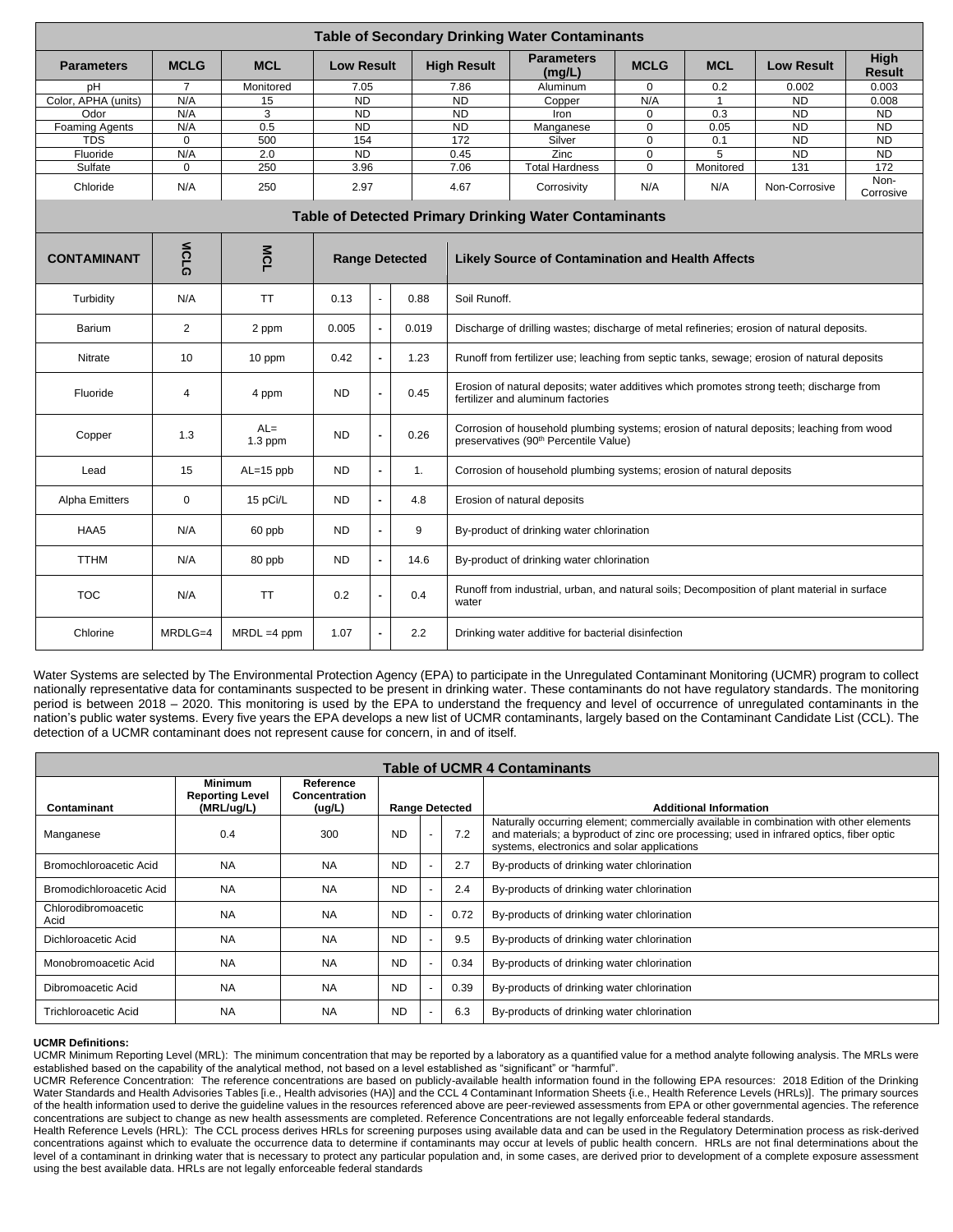## Table of Secondary Drinking Water Contaminants

| Parameters | MCLG | MCL | Low Result | High Result | Parameters (mg/L) | MCLG | MCL | Low Result | High Result |
|---|---|---|---|---|---|---|---|---|---|
| pH | 7 | Monitored | 7.05 | 7.86 | Aluminum | 0 | 0.2 | 0.002 | 0.003 |
| Color, APHA (units) | N/A | 15 | ND | ND | Copper | N/A | 1 | ND | 0.008 |
| Odor | N/A | 3 | ND | ND | Iron | 0 | 0.3 | ND | ND |
| Foaming Agents | N/A | 0.5 | ND | ND | Manganese | 0 | 0.05 | ND | ND |
| TDS | 0 | 500 | 154 | 172 | Silver | 0 | 0.1 | ND | ND |
| Fluoride | N/A | 2.0 | ND | 0.45 | Zinc | 0 | 5 | ND | ND |
| Sulfate | 0 | 250 | 3.96 | 7.06 | Total Hardness | 0 | Monitored | 131 | 172 |
| Chloride | N/A | 250 | 2.97 | 4.67 | Corrosivity | N/A | N/A | Non-Corrosive | Non-Corrosive |

## Table of Detected Primary Drinking Water Contaminants

| CONTAMINANT | MCLG | MCL | Range Detected | | | Likely Source of Contamination and Health Affects |
|---|---|---|---|---|---|---|
| Turbidity | N/A | TT | 0.13 | - | 0.88 | Soil Runoff. |
| Barium | 2 | 2 ppm | 0.005 | - | 0.019 | Discharge of drilling wastes; discharge of metal refineries; erosion of natural deposits. |
| Nitrate | 10 | 10 ppm | 0.42 | - | 1.23 | Runoff from fertilizer use; leaching from septic tanks, sewage; erosion of natural deposits |
| Fluoride | 4 | 4 ppm | ND | - | 0.45 | Erosion of natural deposits; water additives which promotes strong teeth; discharge from fertilizer and aluminum factories |
| Copper | 1.3 | AL= 1.3 ppm | ND | - | 0.26 | Corrosion of household plumbing systems; erosion of natural deposits; leaching from wood preservatives (90th Percentile Value) |
| Lead | 15 | AL=15 ppb | ND | - | 1. | Corrosion of household plumbing systems; erosion of natural deposits |
| Alpha Emitters | 0 | 15 pCi/L | ND | - | 4.8 | Erosion of natural deposits |
| HAA5 | N/A | 60 ppb | ND | - | 9 | By-product of drinking water chlorination |
| TTHM | N/A | 80 ppb | ND | - | 14.6 | By-product of drinking water chlorination |
| TOC | N/A | TT | 0.2 | - | 0.4 | Runoff from industrial, urban, and natural soils; Decomposition of plant material in surface water |
| Chlorine | MRDLG=4 | MRDL =4 ppm | 1.07 | - | 2.2 | Drinking water additive for bacterial disinfection |

Water Systems are selected by The Environmental Protection Agency (EPA) to participate in the Unregulated Contaminant Monitoring (UCMR) program to collect nationally representative data for contaminants suspected to be present in drinking water. These contaminants do not have regulatory standards. The monitoring period is between 2018 – 2020. This monitoring is used by the EPA to understand the frequency and level of occurrence of unregulated contaminants in the nation's public water systems. Every five years the EPA develops a new list of UCMR contaminants, largely based on the Contaminant Candidate List (CCL). The detection of a UCMR contaminant does not represent cause for concern, in and of itself.

## Table of UCMR 4 Contaminants

| Contaminant | Minimum Reporting Level (MRL/ug/L) | Reference Concentration (ug/L) | Range Detected | | | Additional Information |
|---|---|---|---|---|---|---|
| Manganese | 0.4 | 300 | ND | - | 7.2 | Naturally occurring element; commercially available in combination with other elements and materials; a byproduct of zinc ore processing; used in infrared optics, fiber optic systems, electronics and solar applications |
| Bromochloroacetic Acid | NA | NA | ND | - | 2.7 | By-products of drinking water chlorination |
| Bromodichloroacetic Acid | NA | NA | ND | - | 2.4 | By-products of drinking water chlorination |
| Chlorodibromoacetic Acid | NA | NA | ND | - | 0.72 | By-products of drinking water chlorination |
| Dichloroacetic Acid | NA | NA | ND | - | 9.5 | By-products of drinking water chlorination |
| Monobromoacetic Acid | NA | NA | ND | - | 0.34 | By-products of drinking water chlorination |
| Dibromoacetic Acid | NA | NA | ND | - | 0.39 | By-products of drinking water chlorination |
| Trichloroacetic Acid | NA | NA | ND | - | 6.3 | By-products of drinking water chlorination |

**UCMR Definitions:**

UCMR Minimum Reporting Level (MRL): The minimum concentration that may be reported by a laboratory as a quantified value for a method analyte following analysis. The MRLs were established based on the capability of the analytical method, not based on a level established as "significant" or "harmful".

UCMR Reference Concentration: The reference concentrations are based on publicly-available health information found in the following EPA resources: 2018 Edition of the Drinking Water Standards and Health Advisories Tables [i.e., Health advisories (HA)] and the CCL 4 Contaminant Information Sheets {i.e., Health Reference Levels (HRLs)]. The primary sources of the health information used to derive the guideline values in the resources referenced above are peer-reviewed assessments from EPA or other governmental agencies. The reference concentrations are subject to change as new health assessments are completed. Reference Concentrations are not legally enforceable federal standards.

Health Reference Levels (HRL): The CCL process derives HRLs for screening purposes using available data and can be used in the Regulatory Determination process as risk-derived concentrations against which to evaluate the occurrence data to determine if contaminants may occur at levels of public health concern. HRLs are not final determinations about the level of a contaminant in drinking water that is necessary to protect any particular population and, in some cases, are derived prior to development of a complete exposure assessment using the best available data. HRLs are not legally enforceable federal standards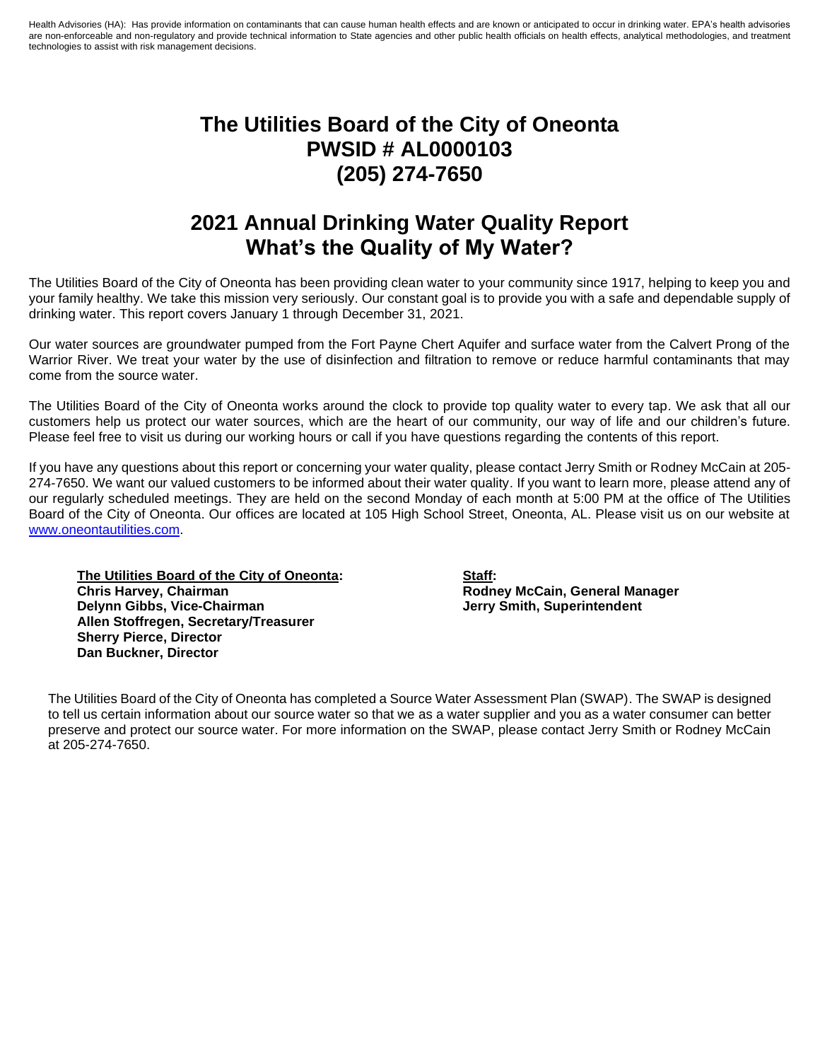Health Advisories (HA): Has provide information on contaminants that can cause human health effects and are known or anticipated to occur in drinking water. EPA's health advisories are non-enforceable and non-regulatory and provide technical information to State agencies and other public health officials on health effects, analytical methodologies, and treatment technologies to assist with risk management decisions.

# The Utilities Board of the City of Oneonta
# PWSID # AL0000103
# (205) 274-7650

## 2021 Annual Drinking Water Quality Report
## What's the Quality of My Water?

The Utilities Board of the City of Oneonta has been providing clean water to your community since 1917, helping to keep you and your family healthy. We take this mission very seriously. Our constant goal is to provide you with a safe and dependable supply of drinking water. This report covers January 1 through December 31, 2021.

Our water sources are groundwater pumped from the Fort Payne Chert Aquifer and surface water from the Calvert Prong of the Warrior River. We treat your water by the use of disinfection and filtration to remove or reduce harmful contaminants that may come from the source water.

The Utilities Board of the City of Oneonta works around the clock to provide top quality water to every tap. We ask that all our customers help us protect our water sources, which are the heart of our community, our way of life and our children's future. Please feel free to visit us during our working hours or call if you have questions regarding the contents of this report.

If you have any questions about this report or concerning your water quality, please contact Jerry Smith or Rodney McCain at 205-274-7650. We want our valued customers to be informed about their water quality. If you want to learn more, please attend any of our regularly scheduled meetings. They are held on the second Monday of each month at 5:00 PM at the office of The Utilities Board of the City of Oneonta. Our offices are located at 105 High School Street, Oneonta, AL. Please visit us on our website at www.oneontautilities.com.

**The Utilities Board of the City of Oneonta:**
**Chris Harvey, Chairman**
**Delynn Gibbs, Vice-Chairman**
**Allen Stoffregen, Secretary/Treasurer**
**Sherry Pierce, Director**
**Dan Buckner, Director**

**Staff:**
**Rodney McCain, General Manager**
**Jerry Smith, Superintendent**

The Utilities Board of the City of Oneonta has completed a Source Water Assessment Plan (SWAP). The SWAP is designed to tell us certain information about our source water so that we as a water supplier and you as a water consumer can better preserve and protect our source water. For more information on the SWAP, please contact Jerry Smith or Rodney McCain at 205-274-7650.